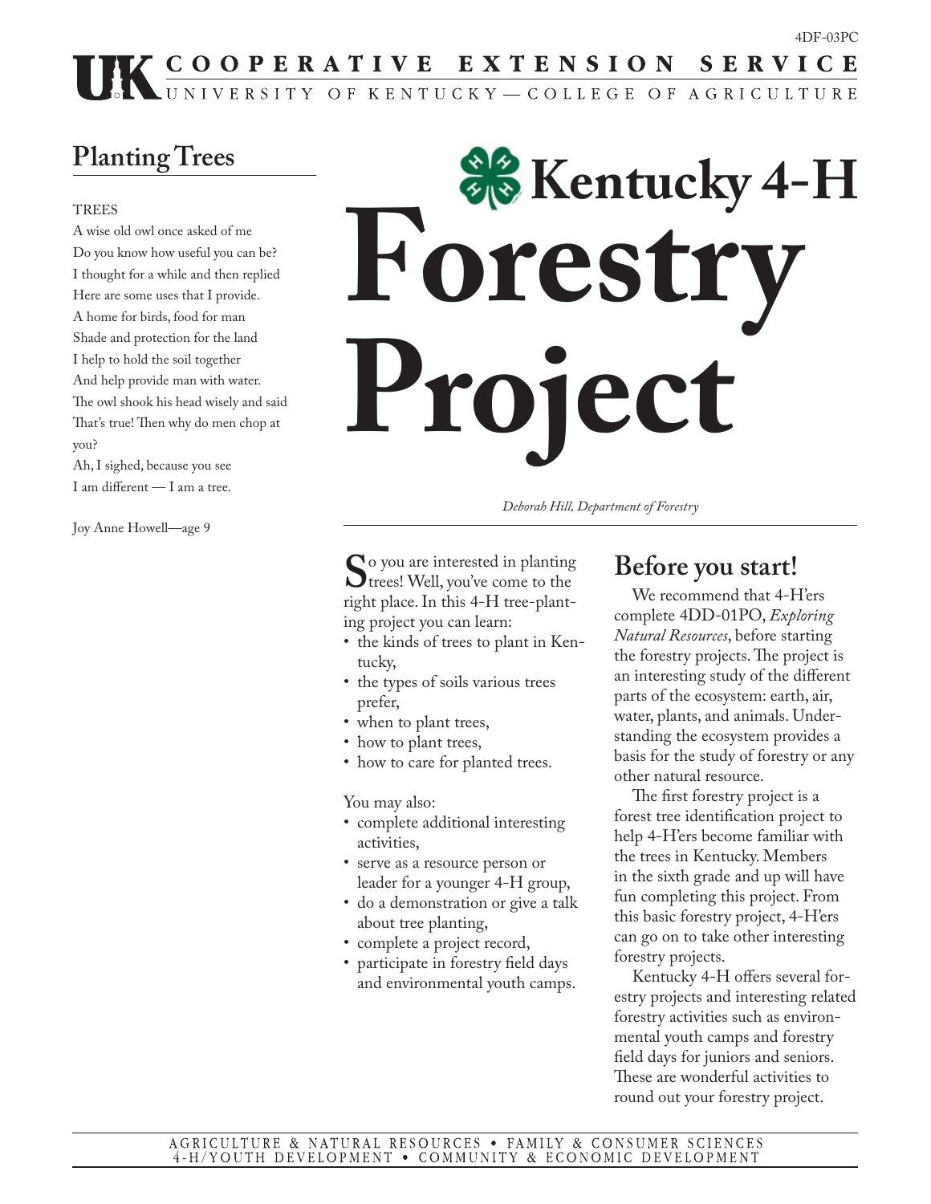4DF-03PC

COOPERATIVE EXTENSION SERVICE
UNIVERSITY OF KENTUCKY — COLLEGE OF AGRICULTURE

# Kentucky 4-H Forestry Project

## Planting Trees

TREES
A wise old owl once asked of me
Do you know how useful you can be?
I thought for a while and then replied
Here are some uses that I provide.
A home for birds, food for man
Shade and protection for the land
I help to hold the soil together
And help provide man with water.
The owl shook his head wisely and said
That's true! Then why do men chop at you?
Ah, I sighed, because you see
I am different — I am a tree.

Joy Anne Howell—age 9

*Deborah Hill, Department of Forestry*

So you are interested in planting trees! Well, you've come to the right place. In this 4-H tree-planting project you can learn:

- the kinds of trees to plant in Kentucky,
- the types of soils various trees prefer,
- when to plant trees,
- how to plant trees,
- how to care for planted trees.

You may also:

- complete additional interesting activities,
- serve as a resource person or leader for a younger 4-H group,
- do a demonstration or give a talk about tree planting,
- complete a project record,
- participate in forestry field days and environmental youth camps.

## Before you start!

We recommend that 4-H'ers complete 4DD-01PO, *Exploring Natural Resources*, before starting the forestry projects. The project is an interesting study of the different parts of the ecosystem: earth, air, water, plants, and animals. Understanding the ecosystem provides a basis for the study of forestry or any other natural resource.

The first forestry project is a forest tree identification project to help 4-H'ers become familiar with the trees in Kentucky. Members in the sixth grade and up will have fun completing this project. From this basic forestry project, 4-H'ers can go on to take other interesting forestry projects.

Kentucky 4-H offers several forestry projects and interesting related forestry activities such as environmental youth camps and forestry field days for juniors and seniors. These are wonderful activities to round out your forestry project.

AGRICULTURE & NATURAL RESOURCES • FAMILY & CONSUMER SCIENCES
4-H/YOUTH DEVELOPMENT • COMMUNITY & ECONOMIC DEVELOPMENT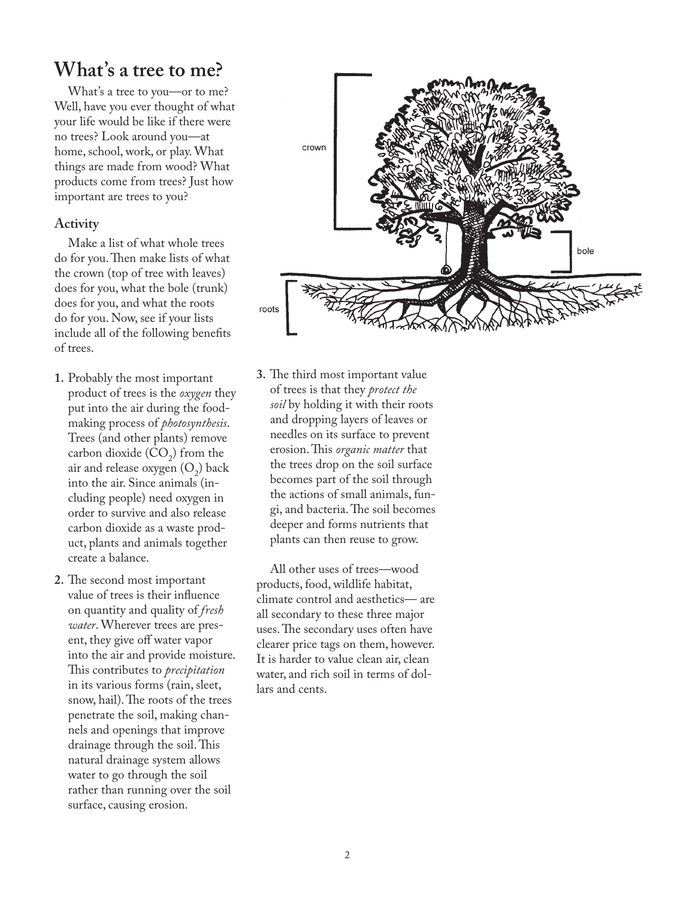# What's a tree to me?

What's a tree to you—or to me? Well, have you ever thought of what your life would be like if there were no trees? Look around you—at home, school, work, or play. What things are made from wood? What products come from trees? Just how important are trees to you?

### Activity

Make a list of what whole trees do for you. Then make lists of what the crown (top of tree with leaves) does for you, what the bole (trunk) does for you, and what the roots do for you. Now, see if your lists include all of the following benefits of trees.

1. Probably the most important product of trees is the *oxygen* they put into the air during the food-making process of *photosynthesis*. Trees (and other plants) remove carbon dioxide ($CO_2$) from the air and release oxygen ($O_2$) back into the air. Since animals (including people) need oxygen in order to survive and also release carbon dioxide as a waste product, plants and animals together create a balance.

2. The second most important value of trees is their influence on quantity and quality of *fresh water*. Wherever trees are present, they give off water vapor into the air and provide moisture. This contributes to *precipitation* in its various forms (rain, sleet, snow, hail). The roots of the trees penetrate the soil, making channels and openings that improve drainage through the soil. This natural drainage system allows water to go through the soil rather than running over the soil surface, causing erosion.

3. The third most important value of trees is that they *protect the soil* by holding it with their roots and dropping layers of leaves or needles on its surface to prevent erosion. This *organic matter* that the trees drop on the soil surface becomes part of the soil through the actions of small animals, fungi, and bacteria. The soil becomes deeper and forms nutrients that plants can then reuse to grow.

All other uses of trees—wood products, food, wildlife habitat, climate control and aesthetics— are all secondary to these three major uses. The secondary uses often have clearer price tags on them, however. It is harder to value clean air, clean water, and rich soil in terms of dollars and cents.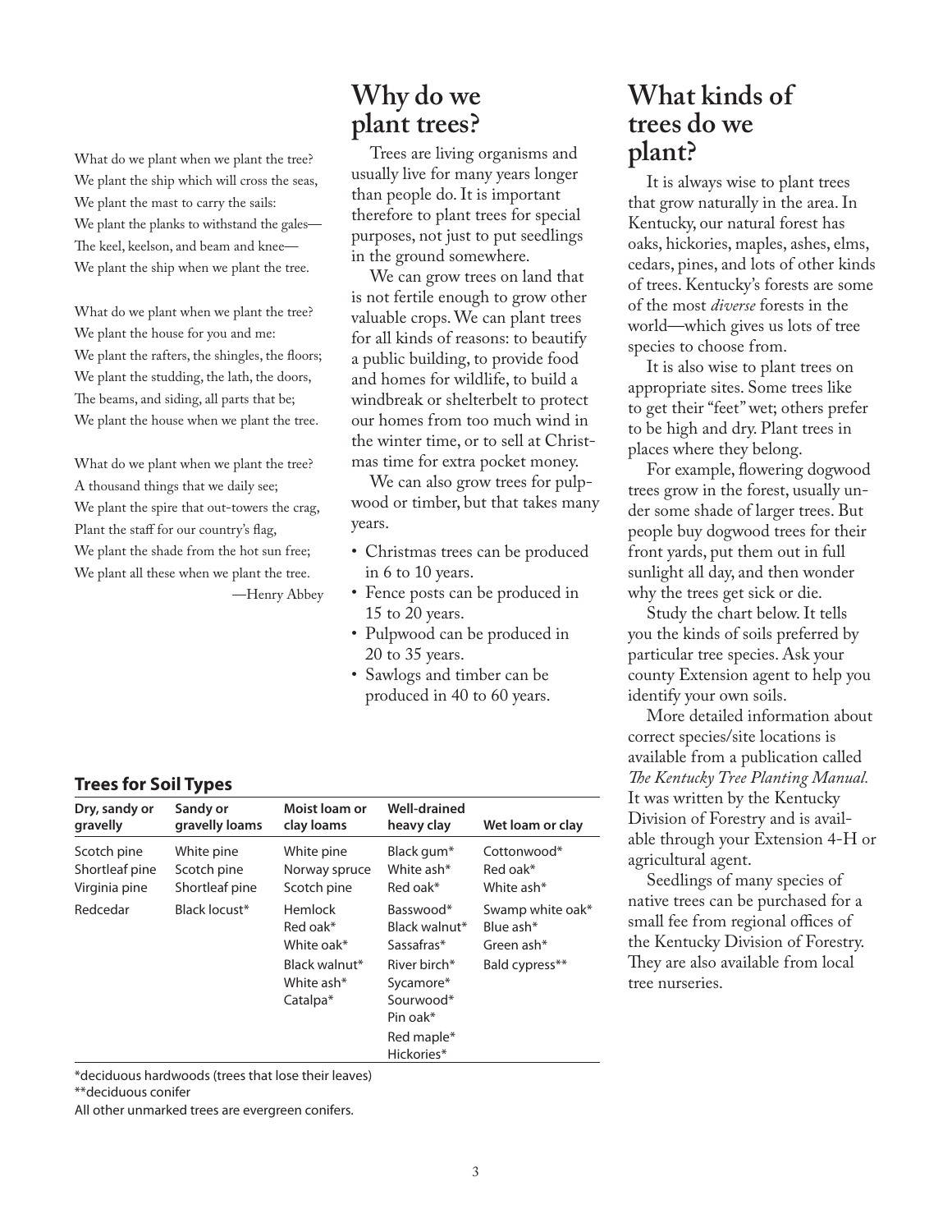What do we plant when we plant the tree?
We plant the ship which will cross the seas,
We plant the mast to carry the sails:
We plant the planks to withstand the gales—
The keel, keelson, and beam and knee—
We plant the ship when we plant the tree.

What do we plant when we plant the tree?
We plant the house for you and me:
We plant the rafters, the shingles, the floors;
We plant the studding, the lath, the doors,
The beams, and siding, all parts that be;
We plant the house when we plant the tree.

What do we plant when we plant the tree?
A thousand things that we daily see;
We plant the spire that out-towers the crag,
Plant the staff for our country's flag,
We plant the shade from the hot sun free;
We plant all these when we plant the tree.

—Henry Abbey

## Why do we plant trees?

Trees are living organisms and usually live for many years longer than people do. It is important therefore to plant trees for special purposes, not just to put seedlings in the ground somewhere.

We can grow trees on land that is not fertile enough to grow other valuable crops. We can plant trees for all kinds of reasons: to beautify a public building, to provide food and homes for wildlife, to build a windbreak or shelterbelt to protect our homes from too much wind in the winter time, or to sell at Christmas time for extra pocket money.

We can also grow trees for pulpwood or timber, but that takes many years.

- Christmas trees can be produced in 6 to 10 years.
- Fence posts can be produced in 15 to 20 years.
- Pulpwood can be produced in 20 to 35 years.
- Sawlogs and timber can be produced in 40 to 60 years.

## What kinds of trees do we plant?

It is always wise to plant trees that grow naturally in the area. In Kentucky, our natural forest has oaks, hickories, maples, ashes, elms, cedars, pines, and lots of other kinds of trees. Kentucky's forests are some of the most *diverse* forests in the world—which gives us lots of tree species to choose from.

It is also wise to plant trees on appropriate sites. Some trees like to get their "feet" wet; others prefer to be high and dry. Plant trees in places where they belong.

For example, flowering dogwood trees grow in the forest, usually under some shade of larger trees. But people buy dogwood trees for their front yards, put them out in full sunlight all day, and then wonder why the trees get sick or die.

Study the chart below. It tells you the kinds of soils preferred by particular tree species. Ask your county Extension agent to help you identify your own soils.

More detailed information about correct species/site locations is available from a publication called *The Kentucky Tree Planting Manual.* It was written by the Kentucky Division of Forestry and is available through your Extension 4-H or agricultural agent.

Seedlings of many species of native trees can be purchased for a small fee from regional offices of the Kentucky Division of Forestry. They are also available from local tree nurseries.

### Trees for Soil Types

| Dry, sandy or gravelly | Sandy or gravelly loams | Moist loam or clay loams | Well-drained heavy clay | Wet loam or clay |
|---|---|---|---|---|
| Scotch pine | White pine | White pine | Black gum* | Cottonwood* |
| Shortleaf pine | Scotch pine | Norway spruce | White ash* | Red oak* |
| Virginia pine | Shortleaf pine | Scotch pine | Red oak* | White ash* |
| Redcedar | Black locust* | Hemlock | Basswood* | Swamp white oak* |
| | | Red oak* | Black walnut* | Blue ash* |
| | | White oak* | Sassafras* | Green ash* |
| | | Black walnut* | River birch* | Bald cypress** |
| | | White ash* | Sycamore* | |
| | | Catalpa* | Sourwood* | |
| | | | Pin oak* | |
| | | | Red maple* | |
| | | | Hickories* | |

*deciduous hardwoods (trees that lose their leaves)
**deciduous conifer
All other unmarked trees are evergreen conifers.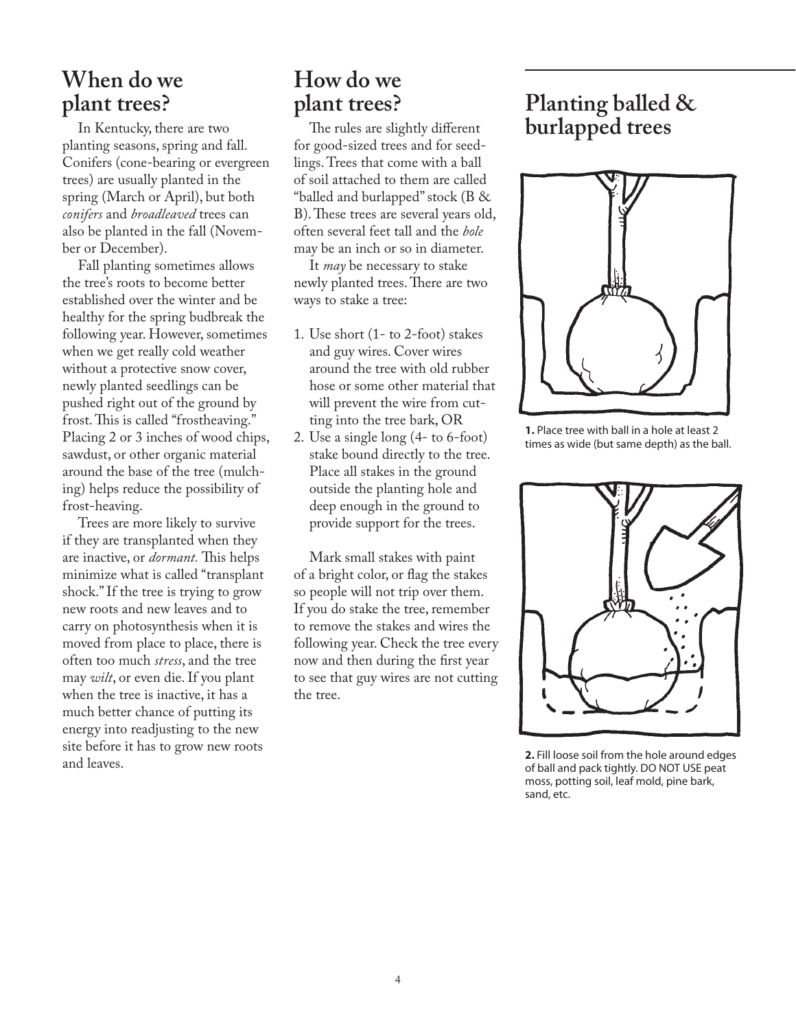## When do we plant trees?

In Kentucky, there are two planting seasons, spring and fall. Conifers (cone-bearing or evergreen trees) are usually planted in the spring (March or April), but both *conifers* and *broadleaved* trees can also be planted in the fall (November or December).

Fall planting sometimes allows the tree's roots to become better established over the winter and be healthy for the spring budbreak the following year. However, sometimes when we get really cold weather without a protective snow cover, newly planted seedlings can be pushed right out of the ground by frost. This is called "frostheaving." Placing 2 or 3 inches of wood chips, sawdust, or other organic material around the base of the tree (mulching) helps reduce the possibility of frost-heaving.

Trees are more likely to survive if they are transplanted when they are inactive, or *dormant.* This helps minimize what is called "transplant shock." If the tree is trying to grow new roots and new leaves and to carry on photosynthesis when it is moved from place to place, there is often too much *stress*, and the tree may *wilt*, or even die. If you plant when the tree is inactive, it has a much better chance of putting its energy into readjusting to the new site before it has to grow new roots and leaves.

## How do we plant trees?

The rules are slightly different for good-sized trees and for seedlings. Trees that come with a ball of soil attached to them are called "balled and burlapped" stock (B & B). These trees are several years old, often several feet tall and the *bole* may be an inch or so in diameter.

It *may* be necessary to stake newly planted trees. There are two ways to stake a tree:

1. Use short (1- to 2-foot) stakes and guy wires. Cover wires around the tree with old rubber hose or some other material that will prevent the wire from cutting into the tree bark, OR
2. Use a single long (4- to 6-foot) stake bound directly to the tree. Place all stakes in the ground outside the planting hole and deep enough in the ground to provide support for the trees.

Mark small stakes with paint of a bright color, or flag the stakes so people will not trip over them. If you do stake the tree, remember to remove the stakes and wires the following year. Check the tree every now and then during the first year to see that guy wires are not cutting the tree.

## Planting balled & burlapped trees

**1.** Place tree with ball in a hole at least 2 times as wide (but same depth) as the ball.

**2.** Fill loose soil from the hole around edges of ball and pack tightly. DO NOT USE peat moss, potting soil, leaf mold, pine bark, sand, etc.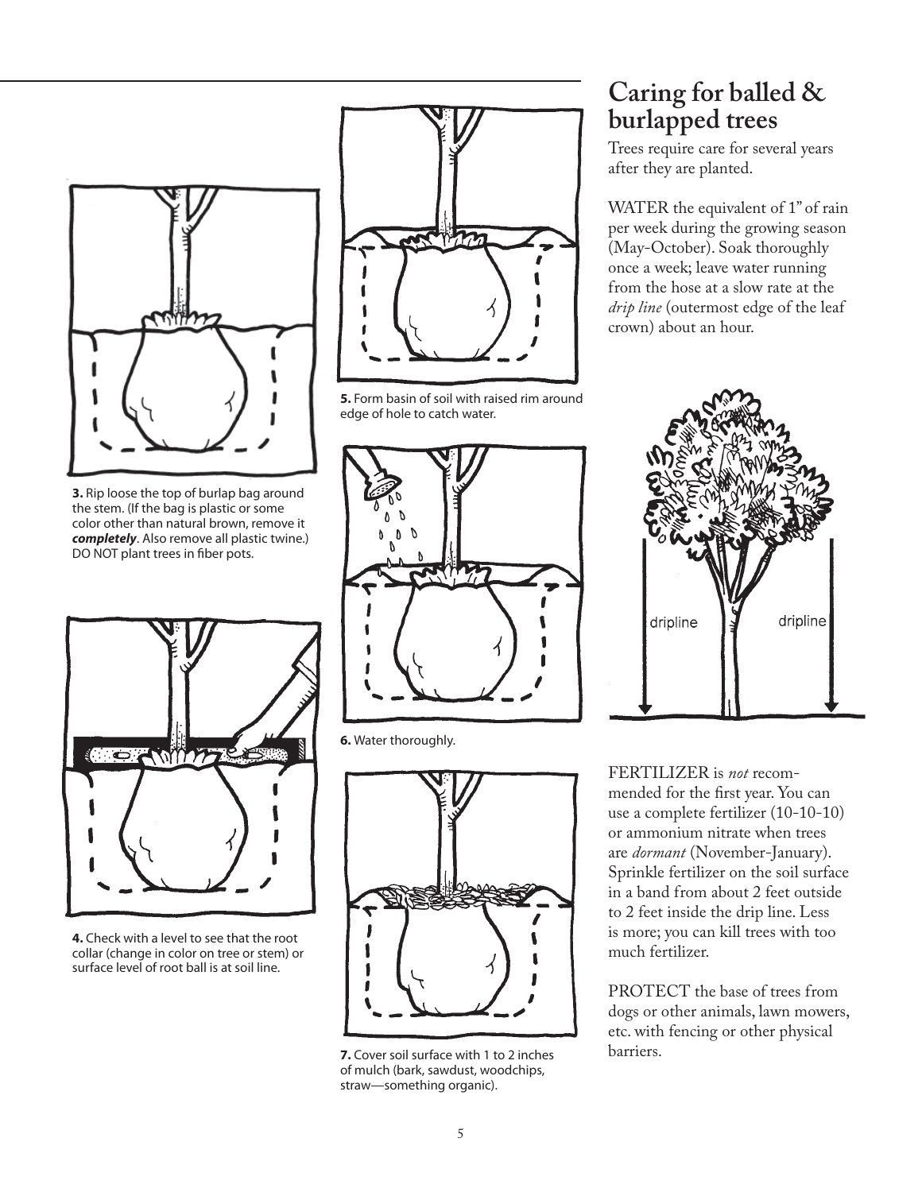**3.** Rip loose the top of burlap bag around the stem. (If the bag is plastic or some color other than natural brown, remove it ***completely***. Also remove all plastic twine.) DO NOT plant trees in fiber pots.

**4.** Check with a level to see that the root collar (change in color on tree or stem) or surface level of root ball is at soil line.

**5.** Form basin of soil with raised rim around edge of hole to catch water.

**6.** Water thoroughly.

**7.** Cover soil surface with 1 to 2 inches of mulch (bark, sawdust, woodchips, straw—something organic).

# Caring for balled & burlapped trees

Trees require care for several years after they are planted.

WATER the equivalent of 1" of rain per week during the growing season (May-October). Soak thoroughly once a week; leave water running from the hose at a slow rate at the *drip line* (outermost edge of the leaf crown) about an hour.

dripline dripline

FERTILIZER is *not* recommended for the first year. You can use a complete fertilizer (10-10-10) or ammonium nitrate when trees are *dormant* (November-January). Sprinkle fertilizer on the soil surface in a band from about 2 feet outside to 2 feet inside the drip line. Less is more; you can kill trees with too much fertilizer.

PROTECT the base of trees from dogs or other animals, lawn mowers, etc. with fencing or other physical barriers.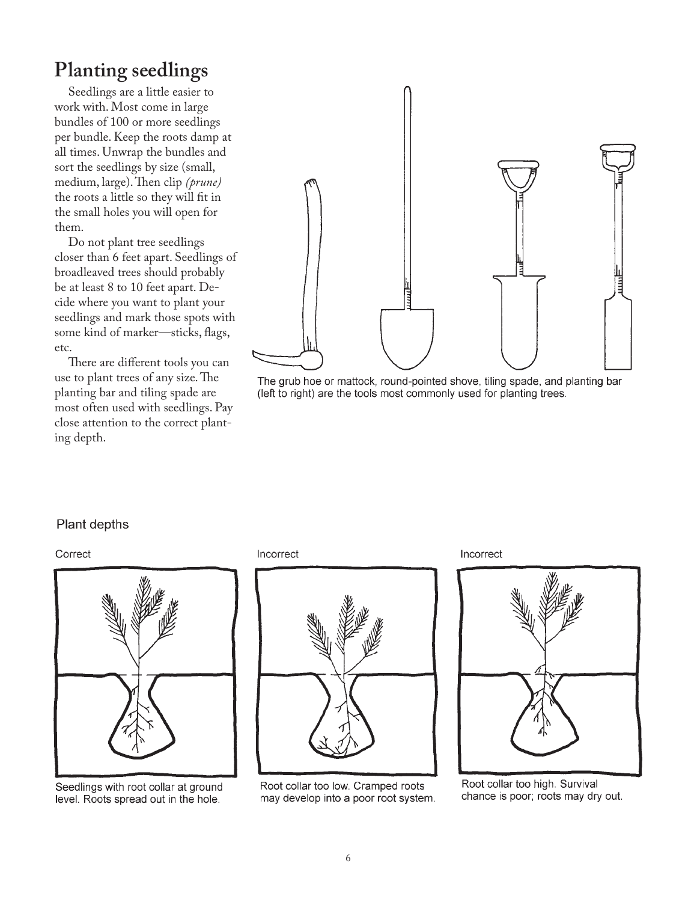# Planting seedlings

Seedlings are a little easier to work with. Most come in large bundles of 100 or more seedlings per bundle. Keep the roots damp at all times. Unwrap the bundles and sort the seedlings by size (small, medium, large). Then clip *(prune)* the roots a little so they will fit in the small holes you will open for them.

Do not plant tree seedlings closer than 6 feet apart. Seedlings of broadleaved trees should probably be at least 8 to 10 feet apart. Decide where you want to plant your seedlings and mark those spots with some kind of marker—sticks, flags, etc.

There are different tools you can use to plant trees of any size. The planting bar and tiling spade are most often used with seedlings. Pay close attention to the correct planting depth.

The grub hoe or mattock, round-pointed shove, tiling spade, and planting bar (left to right) are the tools most commonly used for planting trees.

## Plant depths

Correct

Seedlings with root collar at ground level. Roots spread out in the hole.

Incorrect

Root collar too low. Cramped roots may develop into a poor root system.

Incorrect

Root collar too high. Survival chance is poor; roots may dry out.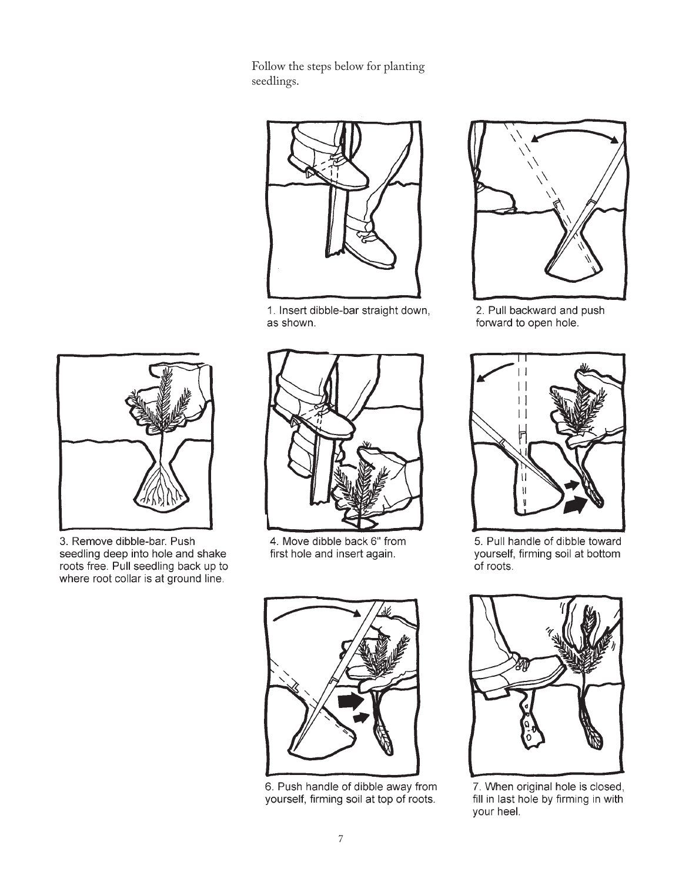Follow the steps below for planting seedlings.

1. Insert dibble-bar straight down, as shown.

2. Pull backward and push forward to open hole.

3. Remove dibble-bar. Push seedling deep into hole and shake roots free. Pull seedling back up to where root collar is at ground line.

4. Move dibble back 6" from first hole and insert again.

5. Pull handle of dibble toward yourself, firming soil at bottom of roots.

6. Push handle of dibble away from yourself, firming soil at top of roots.

7. When original hole is closed, fill in last hole by firming in with your heel.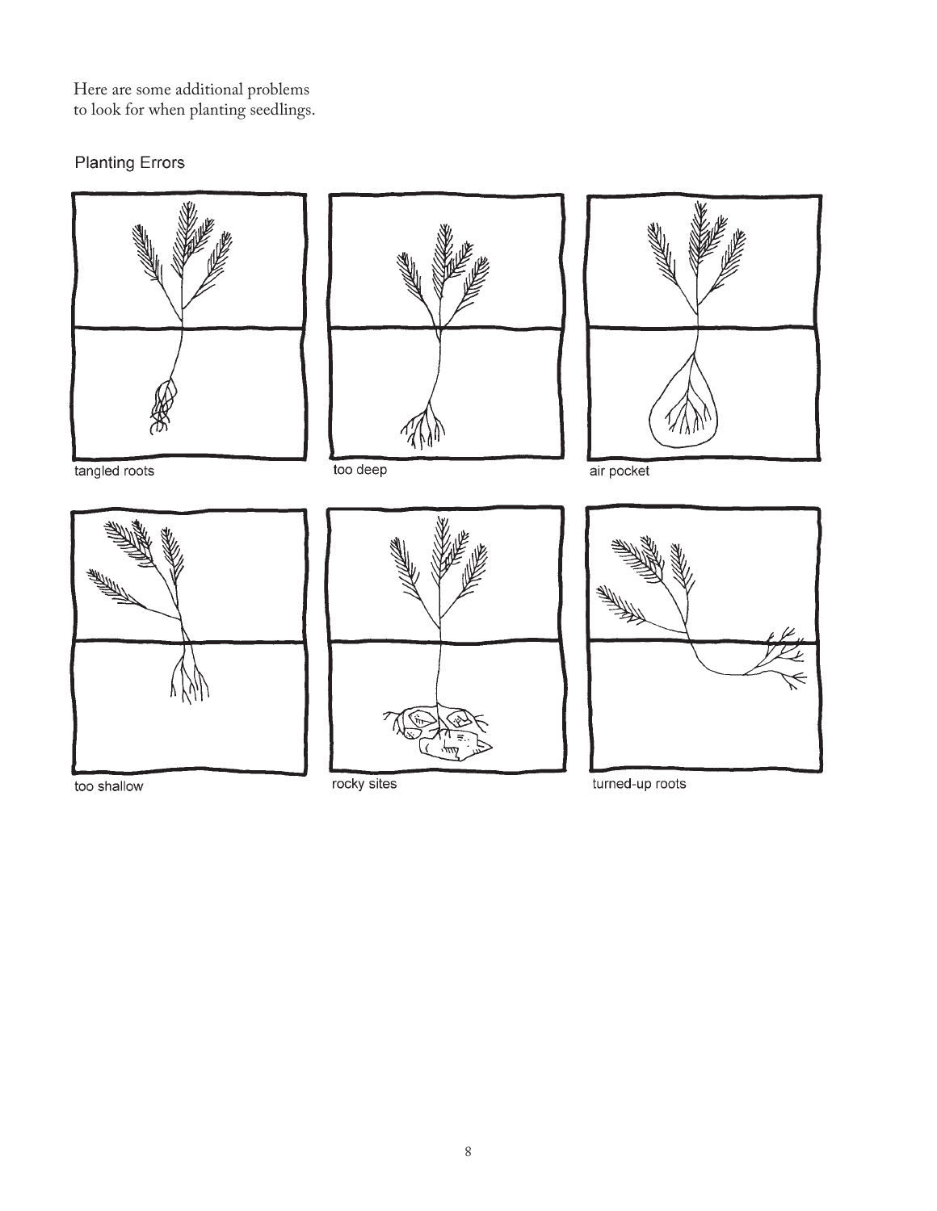Here are some additional problems to look for when planting seedlings.

Planting Errors

tangled roots

too deep

air pocket

too shallow

rocky sites

turned-up roots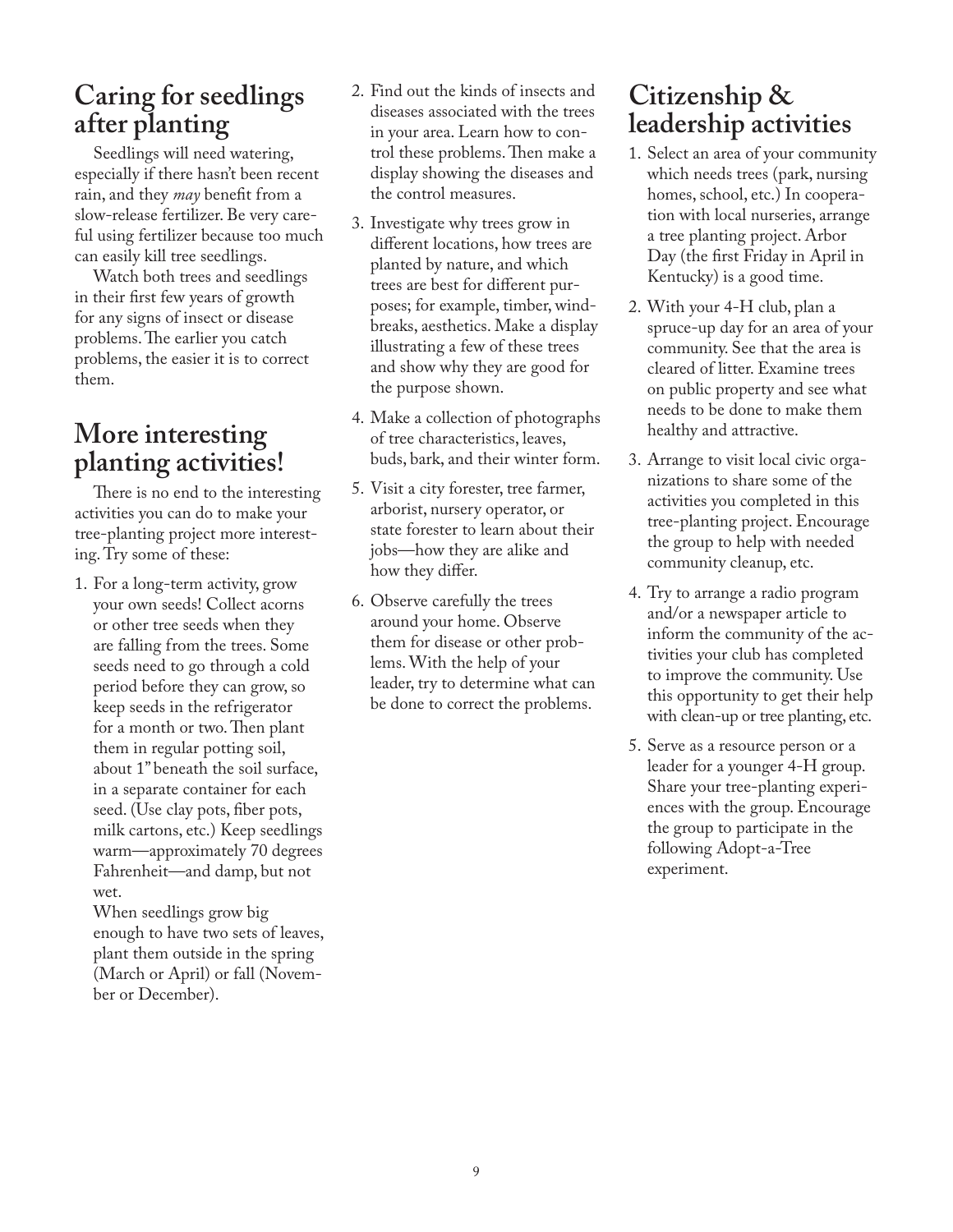## Caring for seedlings after planting

Seedlings will need watering, especially if there hasn't been recent rain, and they *may* benefit from a slow-release fertilizer. Be very careful using fertilizer because too much can easily kill tree seedlings.

Watch both trees and seedlings in their first few years of growth for any signs of insect or disease problems. The earlier you catch problems, the easier it is to correct them.

## More interesting planting activities!

There is no end to the interesting activities you can do to make your tree-planting project more interesting. Try some of these:

1. For a long-term activity, grow your own seeds! Collect acorns or other tree seeds when they are falling from the trees. Some seeds need to go through a cold period before they can grow, so keep seeds in the refrigerator for a month or two. Then plant them in regular potting soil, about 1" beneath the soil surface, in a separate container for each seed. (Use clay pots, fiber pots, milk cartons, etc.) Keep seedlings warm—approximately 70 degrees Fahrenheit—and damp, but not wet.

   When seedlings grow big enough to have two sets of leaves, plant them outside in the spring (March or April) or fall (November or December).
2. Find out the kinds of insects and diseases associated with the trees in your area. Learn how to control these problems. Then make a display showing the diseases and the control measures.
3. Investigate why trees grow in different locations, how trees are planted by nature, and which trees are best for different purposes; for example, timber, windbreaks, aesthetics. Make a display illustrating a few of these trees and show why they are good for the purpose shown.
4. Make a collection of photographs of tree characteristics, leaves, buds, bark, and their winter form.
5. Visit a city forester, tree farmer, arborist, nursery operator, or state forester to learn about their jobs—how they are alike and how they differ.
6. Observe carefully the trees around your home. Observe them for disease or other problems. With the help of your leader, try to determine what can be done to correct the problems.

## Citizenship & leadership activities

1. Select an area of your community which needs trees (park, nursing homes, school, etc.) In cooperation with local nurseries, arrange a tree planting project. Arbor Day (the first Friday in April in Kentucky) is a good time.
2. With your 4-H club, plan a spruce-up day for an area of your community. See that the area is cleared of litter. Examine trees on public property and see what needs to be done to make them healthy and attractive.
3. Arrange to visit local civic organizations to share some of the activities you completed in this tree-planting project. Encourage the group to help with needed community cleanup, etc.
4. Try to arrange a radio program and/or a newspaper article to inform the community of the activities your club has completed to improve the community. Use this opportunity to get their help with clean-up or tree planting, etc.
5. Serve as a resource person or a leader for a younger 4-H group. Share your tree-planting experiences with the group. Encourage the group to participate in the following Adopt-a-Tree experiment.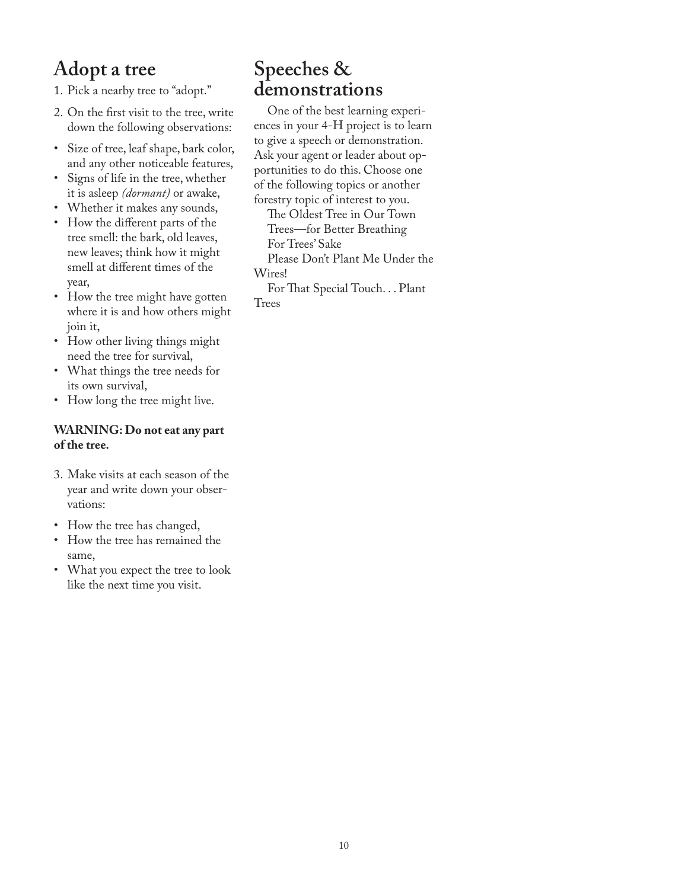## Adopt a tree

1. Pick a nearby tree to "adopt."
2. On the first visit to the tree, write down the following observations:

- Size of tree, leaf shape, bark color, and any other noticeable features,
- Signs of life in the tree, whether it is asleep *(dormant)* or awake,
- Whether it makes any sounds,
- How the different parts of the tree smell: the bark, old leaves, new leaves; think how it might smell at different times of the year,
- How the tree might have gotten where it is and how others might join it,
- How other living things might need the tree for survival,
- What things the tree needs for its own survival,
- How long the tree might live.

**WARNING: Do not eat any part of the tree.**

3. Make visits at each season of the year and write down your observations:

- How the tree has changed,
- How the tree has remained the same,
- What you expect the tree to look like the next time you visit.

## Speeches & demonstrations

One of the best learning experiences in your 4-H project is to learn to give a speech or demonstration. Ask your agent or leader about opportunities to do this. Choose one of the following topics or another forestry topic of interest to you.

The Oldest Tree in Our Town
Trees—for Better Breathing
For Trees' Sake
Please Don't Plant Me Under the Wires!
For That Special Touch. . . Plant Trees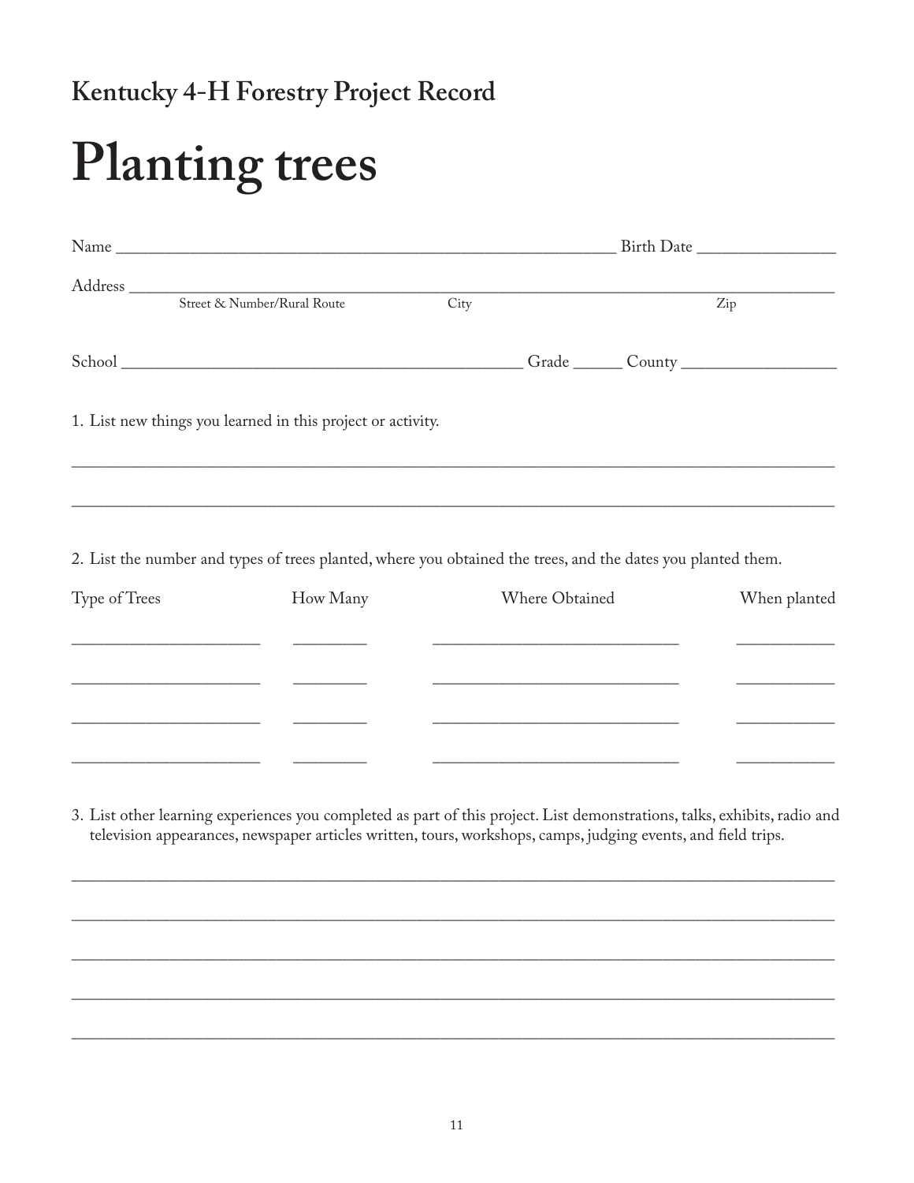## Kentucky 4-H Forestry Project Record

# Planting trees

Name ____________________________________________________________ Birth Date ________________

Address ______________________________________________________________________________________
Street & Number/Rural Route City Zip

School _______________________________________________ Grade ______ County __________________

1. List new things you learned in this project or activity.

______________________________________________________________________________________________

______________________________________________________________________________________________

2. List the number and types of trees planted, where you obtained the trees, and the dates you planted them.

| Type of Trees | How Many | Where Obtained | When planted |
| --- | --- | --- | --- |
| | | | |
| | | | |
| | | | |
| | | | |

3. List other learning experiences you completed as part of this project. List demonstrations, talks, exhibits, radio and television appearances, newspaper articles written, tours, workshops, camps, judging events, and field trips.

______________________________________________________________________________________________

______________________________________________________________________________________________

______________________________________________________________________________________________

______________________________________________________________________________________________

______________________________________________________________________________________________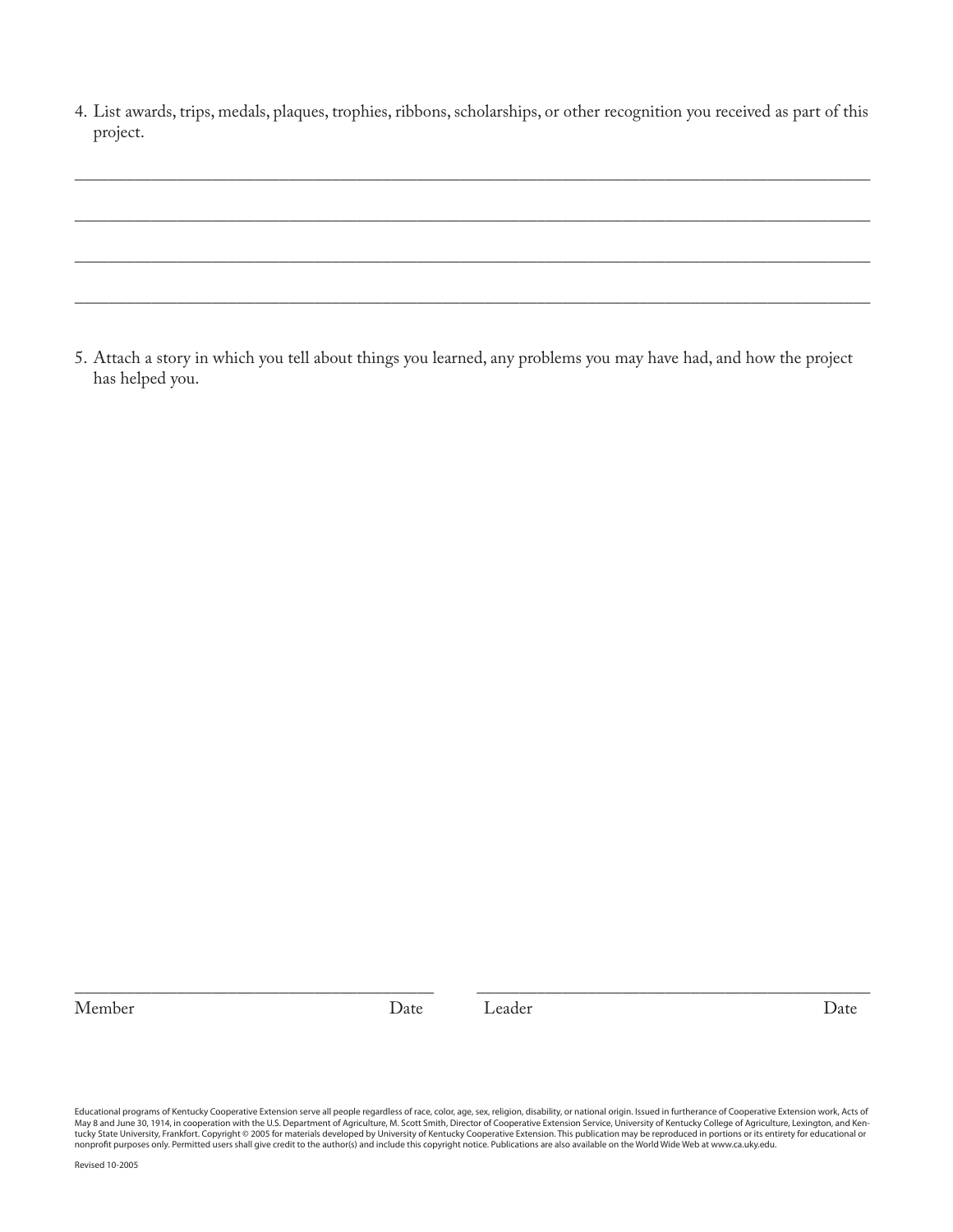4. List awards, trips, medals, plaques, trophies, ribbons, scholarships, or other recognition you received as part of this project.

_______________________________________________________________________________

_______________________________________________________________________________

_______________________________________________________________________________

_______________________________________________________________________________

5. Attach a story in which you tell about things you learned, any problems you may have had, and how the project has helped you.

_________________________________ _________________________________

Member Date Leader Date

Educational programs of Kentucky Cooperative Extension serve all people regardless of race, color, age, sex, religion, disability, or national origin. Issued in furtherance of Cooperative Extension work, Acts of May 8 and June 30, 1914, in cooperation with the U.S. Department of Agriculture, M. Scott Smith, Director of Cooperative Extension Service, University of Kentucky College of Agriculture, Lexington, and Kentucky State University, Frankfort. Copyright © 2005 for materials developed by University of Kentucky Cooperative Extension. This publication may be reproduced in portions or its entirety for educational or nonprofit purposes only. Permitted users shall give credit to the author(s) and include this copyright notice. Publications are also available on the World Wide Web at www.ca.uky.edu.

Revised 10-2005